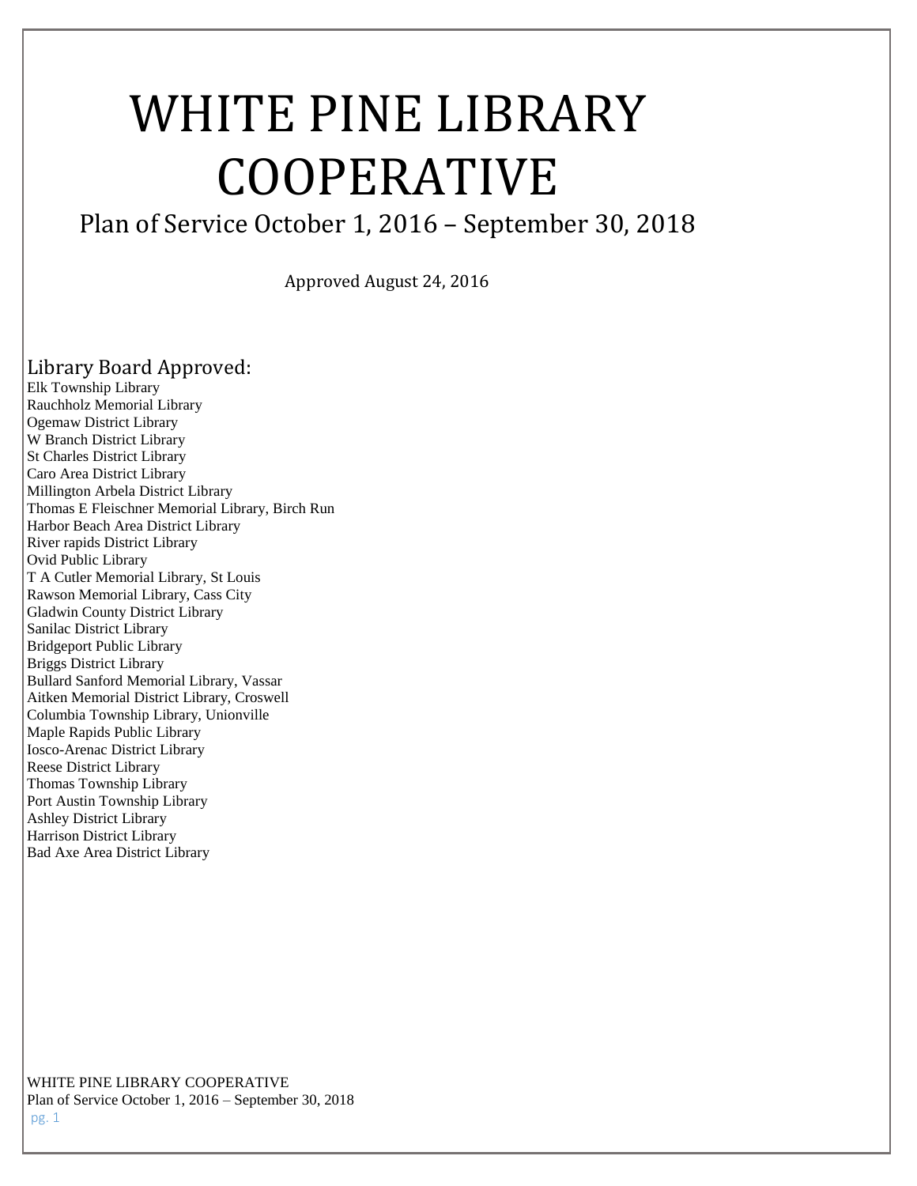# WHITE PINE LIBRARY COOPERATIVE

## Plan of Service October 1, 2016 – September 30, 2018

Approved August 24, 2016

### Library Board Approved:

Elk Township Library
Rauchholz Memorial Library
Ogemaw District Library
W Branch District Library
St Charles District Library
Caro Area District Library
Millington Arbela District Library
Thomas E Fleischner Memorial Library, Birch Run
Harbor Beach Area District Library
River rapids District Library
Ovid Public Library
T A Cutler Memorial Library, St Louis
Rawson Memorial Library, Cass City
Gladwin County District Library
Sanilac District Library
Bridgeport Public Library
Briggs District Library
Bullard Sanford Memorial Library, Vassar
Aitken Memorial District Library, Croswell
Columbia Township Library, Unionville
Maple Rapids Public Library
Iosco-Arenac District Library
Reese District Library
Thomas Township Library
Port Austin Township Library
Ashley District Library
Harrison District Library
Bad Axe Area District Library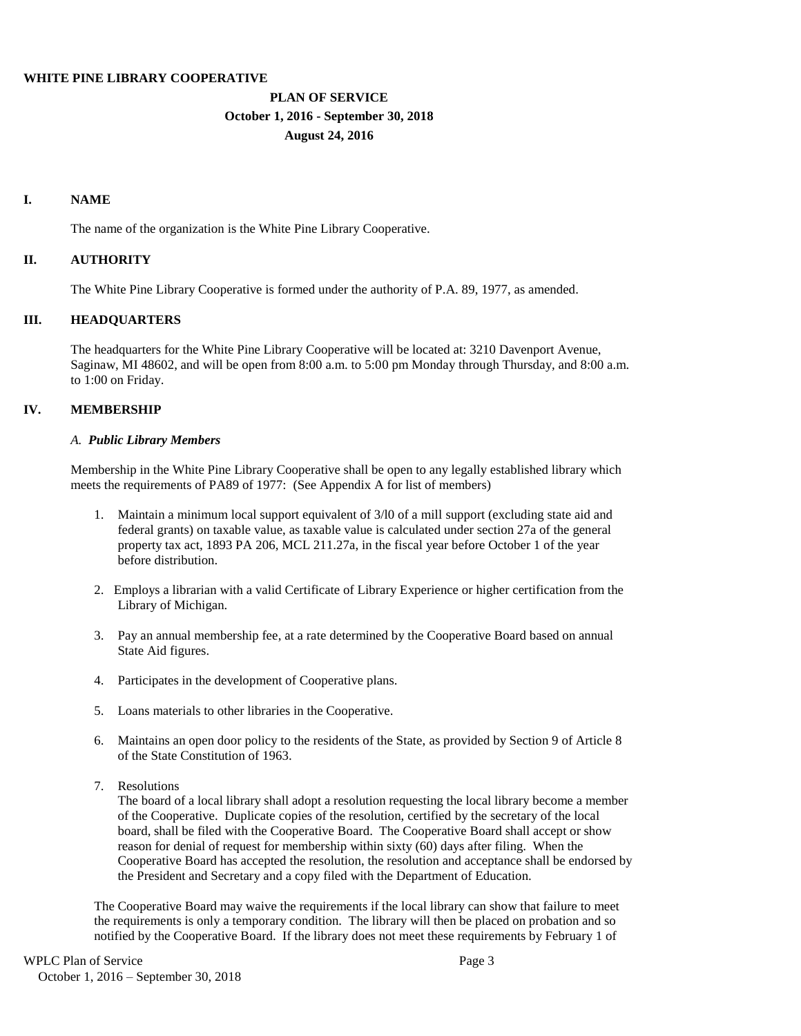**WHITE PINE LIBRARY COOPERATIVE**

**PLAN OF SERVICE**

**October 1, 2016 - September 30, 2018**

**August 24, 2016**

## I. NAME

The name of the organization is the White Pine Library Cooperative.

## II. AUTHORITY

The White Pine Library Cooperative is formed under the authority of P.A. 89, 1977, as amended.

## III. HEADQUARTERS

The headquarters for the White Pine Library Cooperative will be located at: 3210 Davenport Avenue, Saginaw, MI 48602, and will be open from 8:00 a.m. to 5:00 pm Monday through Thursday, and 8:00 a.m. to 1:00 on Friday.

## IV. MEMBERSHIP

### *A. Public Library Members*

Membership in the White Pine Library Cooperative shall be open to any legally established library which meets the requirements of PA89 of 1977: (See Appendix A for list of members)

1. Maintain a minimum local support equivalent of 3/l0 of a mill support (excluding state aid and federal grants) on taxable value, as taxable value is calculated under section 27a of the general property tax act, 1893 PA 206, MCL 211.27a, in the fiscal year before October 1 of the year before distribution.
2. Employs a librarian with a valid Certificate of Library Experience or higher certification from the Library of Michigan.
3. Pay an annual membership fee, at a rate determined by the Cooperative Board based on annual State Aid figures.
4. Participates in the development of Cooperative plans.
5. Loans materials to other libraries in the Cooperative.
6. Maintains an open door policy to the residents of the State, as provided by Section 9 of Article 8 of the State Constitution of 1963.
7. Resolutions
   The board of a local library shall adopt a resolution requesting the local library become a member of the Cooperative. Duplicate copies of the resolution, certified by the secretary of the local board, shall be filed with the Cooperative Board. The Cooperative Board shall accept or show reason for denial of request for membership within sixty (60) days after filing. When the Cooperative Board has accepted the resolution, the resolution and acceptance shall be endorsed by the President and Secretary and a copy filed with the Department of Education.

The Cooperative Board may waive the requirements if the local library can show that failure to meet the requirements is only a temporary condition. The library will then be placed on probation and so notified by the Cooperative Board. If the library does not meet these requirements by February 1 of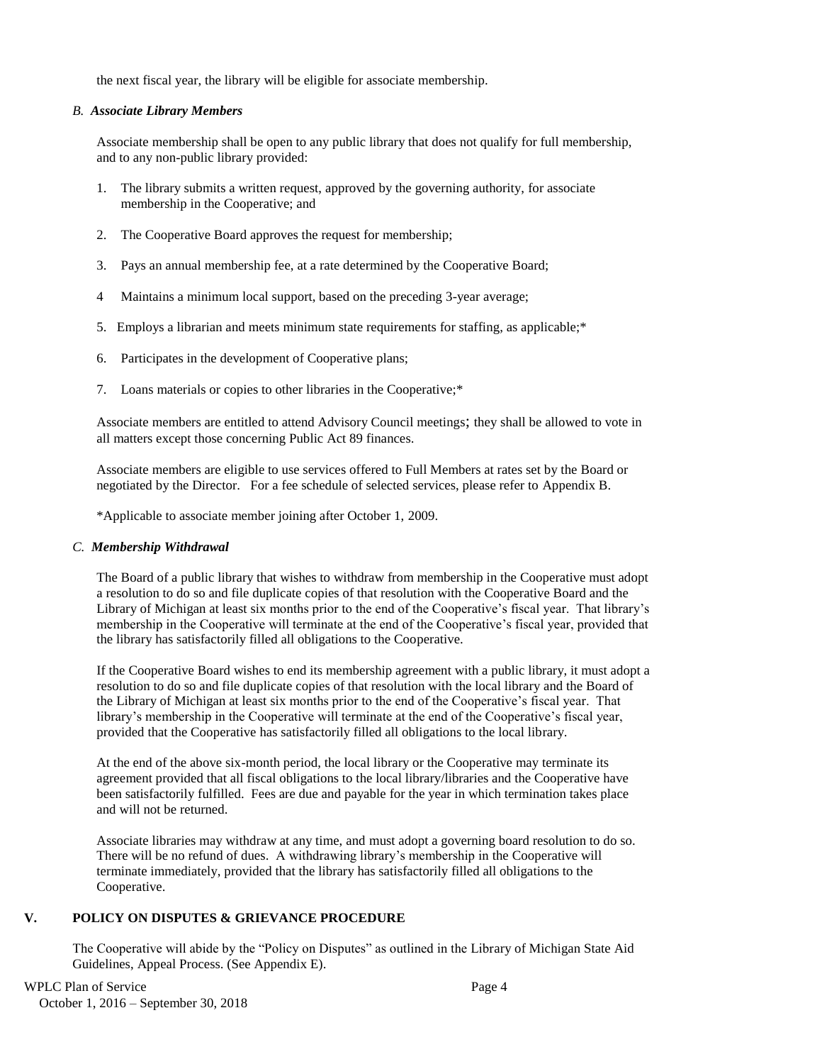the next fiscal year, the library will be eligible for associate membership.

### *B. Associate Library Members*

Associate membership shall be open to any public library that does not qualify for full membership, and to any non-public library provided:

1. The library submits a written request, approved by the governing authority, for associate membership in the Cooperative; and
2. The Cooperative Board approves the request for membership;
3. Pays an annual membership fee, at a rate determined by the Cooperative Board;
4. Maintains a minimum local support, based on the preceding 3-year average;
5. Employs a librarian and meets minimum state requirements for staffing, as applicable;*
6. Participates in the development of Cooperative plans;
7. Loans materials or copies to other libraries in the Cooperative;*

Associate members are entitled to attend Advisory Council meetings; they shall be allowed to vote in all matters except those concerning Public Act 89 finances.

Associate members are eligible to use services offered to Full Members at rates set by the Board or negotiated by the Director. For a fee schedule of selected services, please refer to Appendix B.

*Applicable to associate member joining after October 1, 2009.

### *C. Membership Withdrawal*

The Board of a public library that wishes to withdraw from membership in the Cooperative must adopt a resolution to do so and file duplicate copies of that resolution with the Cooperative Board and the Library of Michigan at least six months prior to the end of the Cooperative's fiscal year. That library's membership in the Cooperative will terminate at the end of the Cooperative's fiscal year, provided that the library has satisfactorily filled all obligations to the Cooperative.

If the Cooperative Board wishes to end its membership agreement with a public library, it must adopt a resolution to do so and file duplicate copies of that resolution with the local library and the Board of the Library of Michigan at least six months prior to the end of the Cooperative's fiscal year. That library's membership in the Cooperative will terminate at the end of the Cooperative's fiscal year, provided that the Cooperative has satisfactorily filled all obligations to the local library.

At the end of the above six-month period, the local library or the Cooperative may terminate its agreement provided that all fiscal obligations to the local library/libraries and the Cooperative have been satisfactorily fulfilled. Fees are due and payable for the year in which termination takes place and will not be returned.

Associate libraries may withdraw at any time, and must adopt a governing board resolution to do so. There will be no refund of dues. A withdrawing library's membership in the Cooperative will terminate immediately, provided that the library has satisfactorily filled all obligations to the Cooperative.

## V. POLICY ON DISPUTES & GRIEVANCE PROCEDURE

The Cooperative will abide by the "Policy on Disputes" as outlined in the Library of Michigan State Aid Guidelines, Appeal Process. (See Appendix E).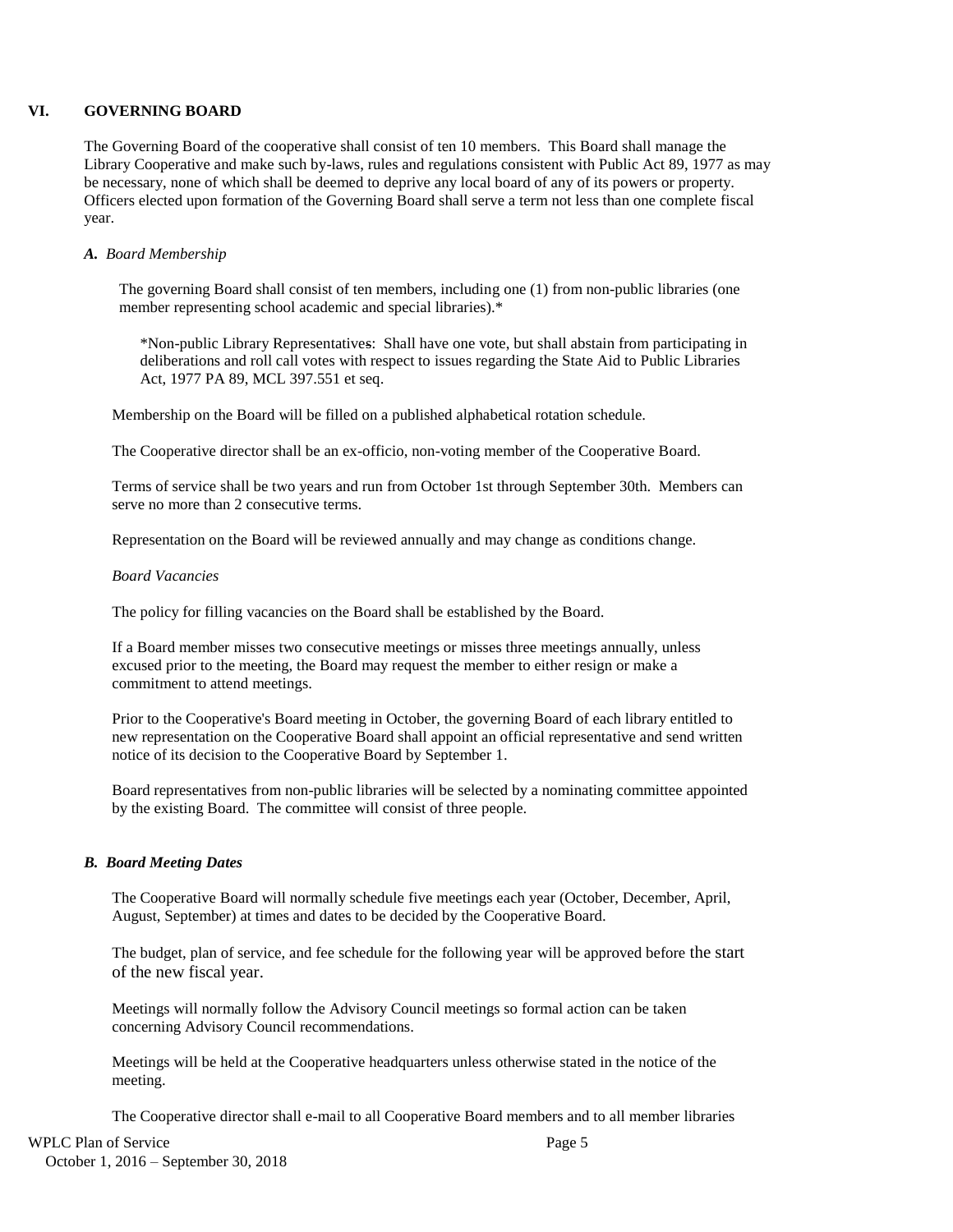## VI. GOVERNING BOARD

The Governing Board of the cooperative shall consist of ten 10 members. This Board shall manage the Library Cooperative and make such by-laws, rules and regulations consistent with Public Act 89, 1977 as may be necessary, none of which shall be deemed to deprive any local board of any of its powers or property. Officers elected upon formation of the Governing Board shall serve a term not less than one complete fiscal year.

### *A. Board Membership*

The governing Board shall consist of ten members, including one (1) from non-public libraries (one member representing school academic and special libraries).*

*Non-public Library Representatives: Shall have one vote, but shall abstain from participating in deliberations and roll call votes with respect to issues regarding the State Aid to Public Libraries Act, 1977 PA 89, MCL 397.551 et seq.

Membership on the Board will be filled on a published alphabetical rotation schedule.

The Cooperative director shall be an ex-officio, non-voting member of the Cooperative Board.

Terms of service shall be two years and run from October 1st through September 30th. Members can serve no more than 2 consecutive terms.

Representation on the Board will be reviewed annually and may change as conditions change.

*Board Vacancies*

The policy for filling vacancies on the Board shall be established by the Board.

If a Board member misses two consecutive meetings or misses three meetings annually, unless excused prior to the meeting, the Board may request the member to either resign or make a commitment to attend meetings.

Prior to the Cooperative's Board meeting in October, the governing Board of each library entitled to new representation on the Cooperative Board shall appoint an official representative and send written notice of its decision to the Cooperative Board by September 1.

Board representatives from non-public libraries will be selected by a nominating committee appointed by the existing Board. The committee will consist of three people.

### *B. Board Meeting Dates*

The Cooperative Board will normally schedule five meetings each year (October, December, April, August, September) at times and dates to be decided by the Cooperative Board.

The budget, plan of service, and fee schedule for the following year will be approved before the start of the new fiscal year.

Meetings will normally follow the Advisory Council meetings so formal action can be taken concerning Advisory Council recommendations.

Meetings will be held at the Cooperative headquarters unless otherwise stated in the notice of the meeting.

The Cooperative director shall e-mail to all Cooperative Board members and to all member libraries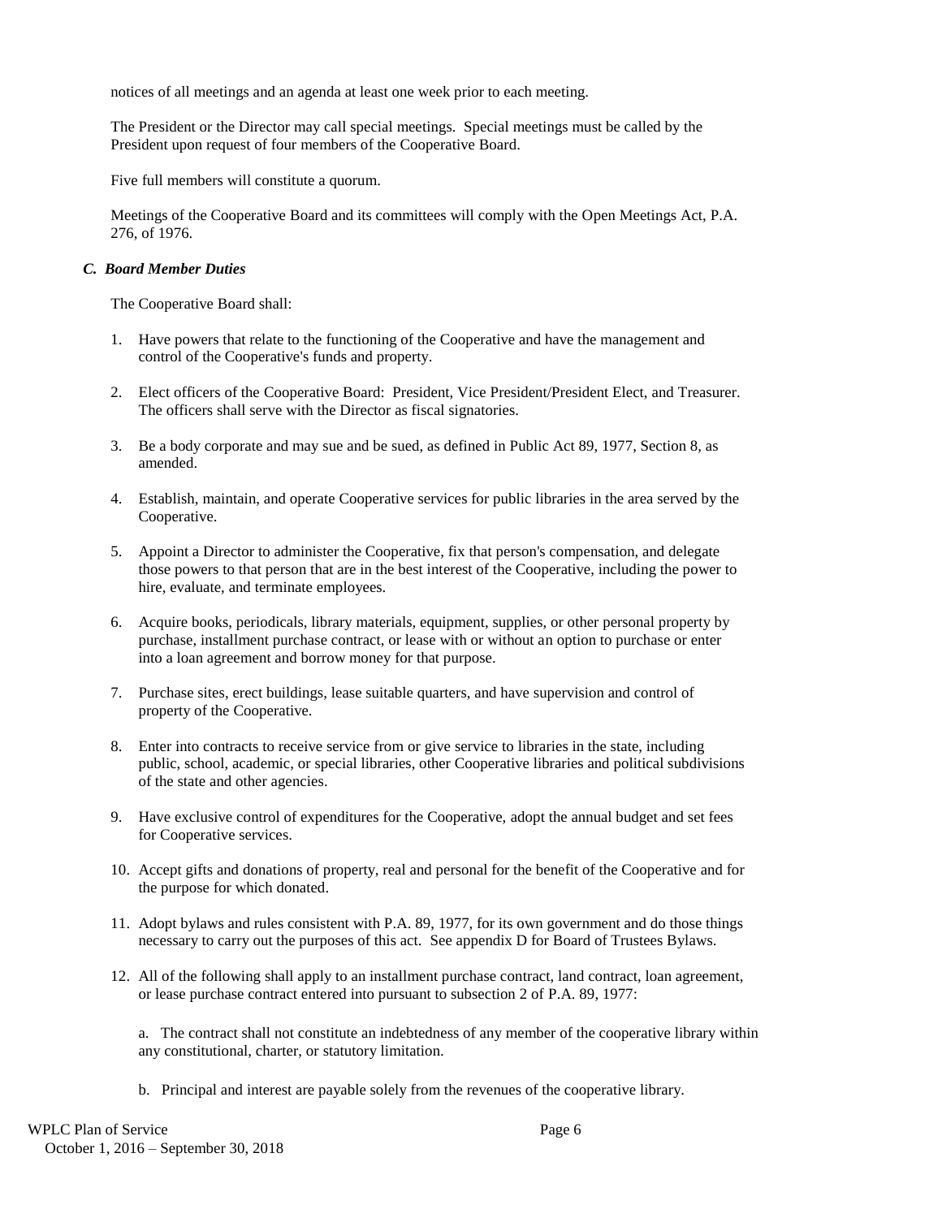notices of all meetings and an agenda at least one week prior to each meeting.

The President or the Director may call special meetings. Special meetings must be called by the President upon request of four members of the Cooperative Board.

Five full members will constitute a quorum.

Meetings of the Cooperative Board and its committees will comply with the Open Meetings Act, P.A. 276, of 1976.

### *C. Board Member Duties*

The Cooperative Board shall:

1. Have powers that relate to the functioning of the Cooperative and have the management and control of the Cooperative's funds and property.

2. Elect officers of the Cooperative Board: President, Vice President/President Elect, and Treasurer. The officers shall serve with the Director as fiscal signatories.

3. Be a body corporate and may sue and be sued, as defined in Public Act 89, 1977, Section 8, as amended.

4. Establish, maintain, and operate Cooperative services for public libraries in the area served by the Cooperative.

5. Appoint a Director to administer the Cooperative, fix that person's compensation, and delegate those powers to that person that are in the best interest of the Cooperative, including the power to hire, evaluate, and terminate employees.

6. Acquire books, periodicals, library materials, equipment, supplies, or other personal property by purchase, installment purchase contract, or lease with or without an option to purchase or enter into a loan agreement and borrow money for that purpose.

7. Purchase sites, erect buildings, lease suitable quarters, and have supervision and control of property of the Cooperative.

8. Enter into contracts to receive service from or give service to libraries in the state, including public, school, academic, or special libraries, other Cooperative libraries and political subdivisions of the state and other agencies.

9. Have exclusive control of expenditures for the Cooperative, adopt the annual budget and set fees for Cooperative services.

10. Accept gifts and donations of property, real and personal for the benefit of the Cooperative and for the purpose for which donated.

11. Adopt bylaws and rules consistent with P.A. 89, 1977, for its own government and do those things necessary to carry out the purposes of this act. See appendix D for Board of Trustees Bylaws.

12. All of the following shall apply to an installment purchase contract, land contract, loan agreement, or lease purchase contract entered into pursuant to subsection 2 of P.A. 89, 1977:

    a. The contract shall not constitute an indebtedness of any member of the cooperative library within any constitutional, charter, or statutory limitation.

    b. Principal and interest are payable solely from the revenues of the cooperative library.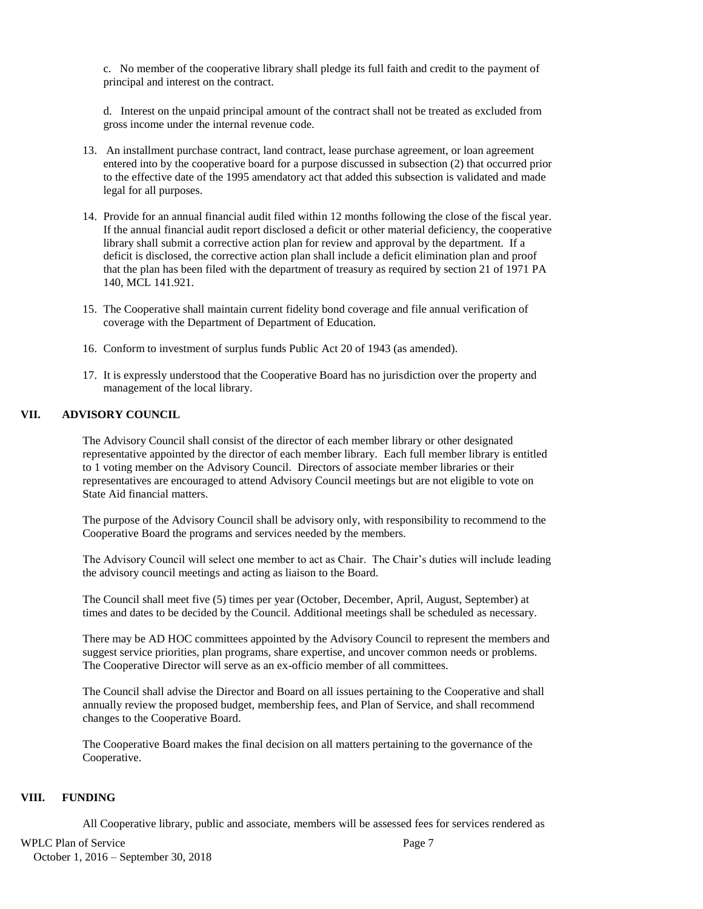c. No member of the cooperative library shall pledge its full faith and credit to the payment of principal and interest on the contract.

d. Interest on the unpaid principal amount of the contract shall not be treated as excluded from gross income under the internal revenue code.

13. An installment purchase contract, land contract, lease purchase agreement, or loan agreement entered into by the cooperative board for a purpose discussed in subsection (2) that occurred prior to the effective date of the 1995 amendatory act that added this subsection is validated and made legal for all purposes.

14. Provide for an annual financial audit filed within 12 months following the close of the fiscal year. If the annual financial audit report disclosed a deficit or other material deficiency, the cooperative library shall submit a corrective action plan for review and approval by the department. If a deficit is disclosed, the corrective action plan shall include a deficit elimination plan and proof that the plan has been filed with the department of treasury as required by section 21 of 1971 PA 140, MCL 141.921.

15. The Cooperative shall maintain current fidelity bond coverage and file annual verification of coverage with the Department of Department of Education.

16. Conform to investment of surplus funds Public Act 20 of 1943 (as amended).

17. It is expressly understood that the Cooperative Board has no jurisdiction over the property and management of the local library.

## VII. ADVISORY COUNCIL

The Advisory Council shall consist of the director of each member library or other designated representative appointed by the director of each member library. Each full member library is entitled to 1 voting member on the Advisory Council. Directors of associate member libraries or their representatives are encouraged to attend Advisory Council meetings but are not eligible to vote on State Aid financial matters.

The purpose of the Advisory Council shall be advisory only, with responsibility to recommend to the Cooperative Board the programs and services needed by the members.

The Advisory Council will select one member to act as Chair. The Chair's duties will include leading the advisory council meetings and acting as liaison to the Board.

The Council shall meet five (5) times per year (October, December, April, August, September) at times and dates to be decided by the Council. Additional meetings shall be scheduled as necessary.

There may be AD HOC committees appointed by the Advisory Council to represent the members and suggest service priorities, plan programs, share expertise, and uncover common needs or problems. The Cooperative Director will serve as an ex-officio member of all committees.

The Council shall advise the Director and Board on all issues pertaining to the Cooperative and shall annually review the proposed budget, membership fees, and Plan of Service, and shall recommend changes to the Cooperative Board.

The Cooperative Board makes the final decision on all matters pertaining to the governance of the Cooperative.

## VIII. FUNDING

All Cooperative library, public and associate, members will be assessed fees for services rendered as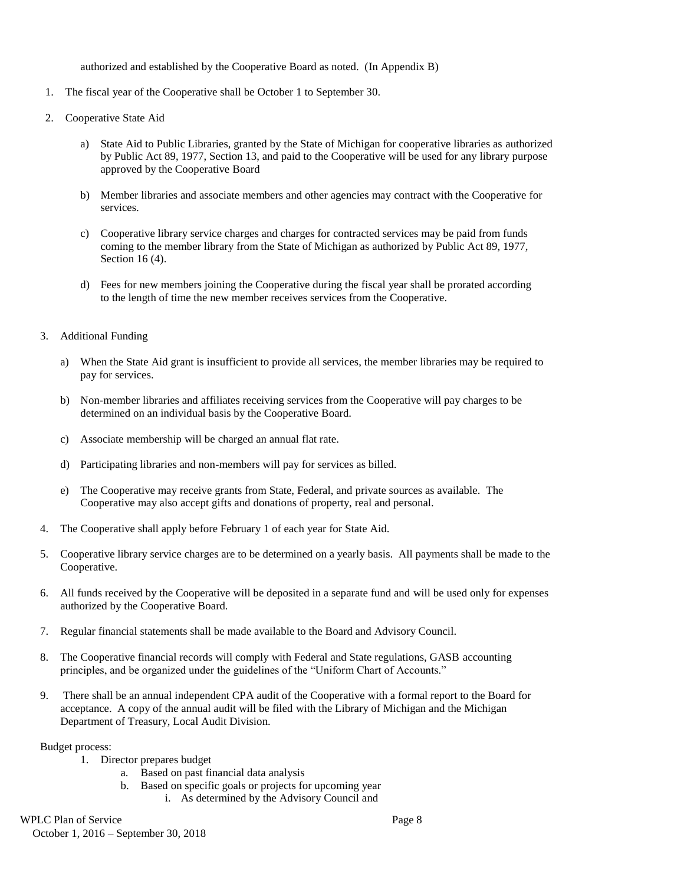authorized and established by the Cooperative Board as noted. (In Appendix B)

1. The fiscal year of the Cooperative shall be October 1 to September 30.

2. Cooperative State Aid

   a) State Aid to Public Libraries, granted by the State of Michigan for cooperative libraries as authorized by Public Act 89, 1977, Section 13, and paid to the Cooperative will be used for any library purpose approved by the Cooperative Board

   b) Member libraries and associate members and other agencies may contract with the Cooperative for services.

   c) Cooperative library service charges and charges for contracted services may be paid from funds coming to the member library from the State of Michigan as authorized by Public Act 89, 1977, Section 16 (4).

   d) Fees for new members joining the Cooperative during the fiscal year shall be prorated according to the length of time the new member receives services from the Cooperative.

3. Additional Funding

   a) When the State Aid grant is insufficient to provide all services, the member libraries may be required to pay for services.

   b) Non-member libraries and affiliates receiving services from the Cooperative will pay charges to be determined on an individual basis by the Cooperative Board.

   c) Associate membership will be charged an annual flat rate.

   d) Participating libraries and non-members will pay for services as billed.

   e) The Cooperative may receive grants from State, Federal, and private sources as available. The Cooperative may also accept gifts and donations of property, real and personal.

4. The Cooperative shall apply before February 1 of each year for State Aid.

5. Cooperative library service charges are to be determined on a yearly basis. All payments shall be made to the Cooperative.

6. All funds received by the Cooperative will be deposited in a separate fund and will be used only for expenses authorized by the Cooperative Board.

7. Regular financial statements shall be made available to the Board and Advisory Council.

8. The Cooperative financial records will comply with Federal and State regulations, GASB accounting principles, and be organized under the guidelines of the "Uniform Chart of Accounts."

9. There shall be an annual independent CPA audit of the Cooperative with a formal report to the Board for acceptance. A copy of the annual audit will be filed with the Library of Michigan and the Michigan Department of Treasury, Local Audit Division.

Budget process:

1. Director prepares budget
   a. Based on past financial data analysis
   b. Based on specific goals or projects for upcoming year
      i. As determined by the Advisory Council and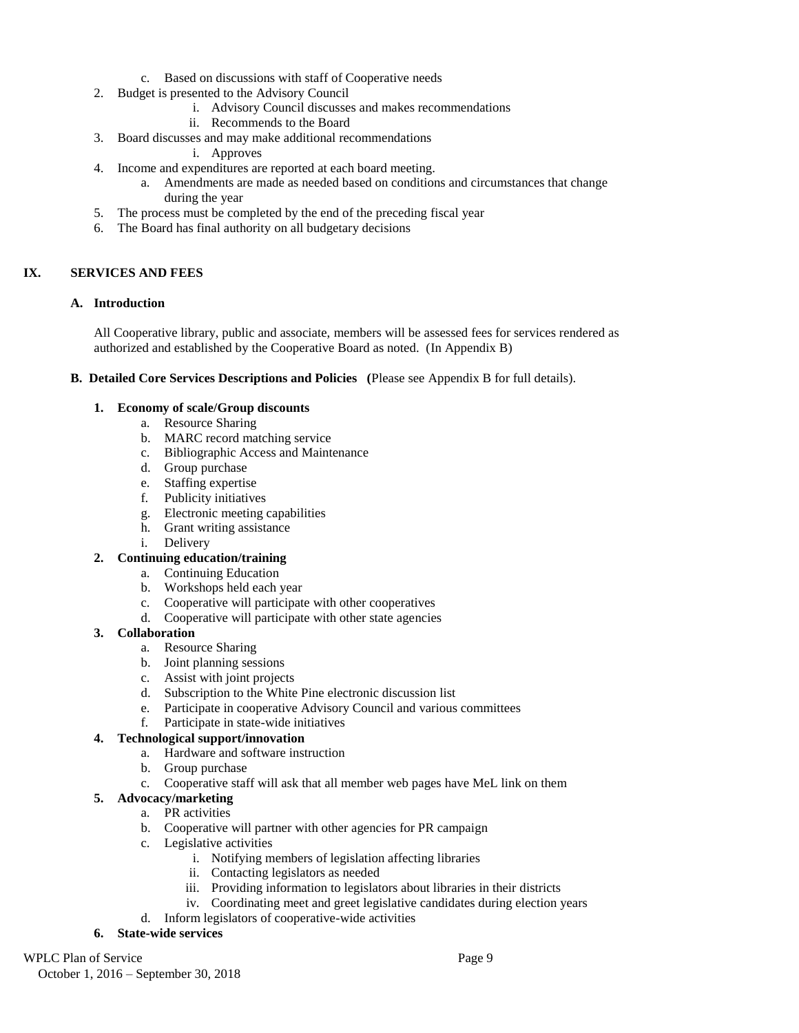c. Based on discussions with staff of Cooperative needs
2. Budget is presented to the Advisory Council
      i. Advisory Council discusses and makes recommendations
      ii. Recommends to the Board
3. Board discusses and may make additional recommendations
      i. Approves
4. Income and expenditures are reported at each board meeting.
   a. Amendments are made as needed based on conditions and circumstances that change during the year
5. The process must be completed by the end of the preceding fiscal year
6. The Board has final authority on all budgetary decisions

## IX. SERVICES AND FEES

### A. Introduction

All Cooperative library, public and associate, members will be assessed fees for services rendered as authorized and established by the Cooperative Board as noted. (In Appendix B)

### B. Detailed Core Services Descriptions and Policies (Please see Appendix B for full details).

1. **Economy of scale/Group discounts**
   a. Resource Sharing
   b. MARC record matching service
   c. Bibliographic Access and Maintenance
   d. Group purchase
   e. Staffing expertise
   f. Publicity initiatives
   g. Electronic meeting capabilities
   h. Grant writing assistance
   i. Delivery
2. **Continuing education/training**
   a. Continuing Education
   b. Workshops held each year
   c. Cooperative will participate with other cooperatives
   d. Cooperative will participate with other state agencies
3. **Collaboration**
   a. Resource Sharing
   b. Joint planning sessions
   c. Assist with joint projects
   d. Subscription to the White Pine electronic discussion list
   e. Participate in cooperative Advisory Council and various committees
   f. Participate in state-wide initiatives
4. **Technological support/innovation**
   a. Hardware and software instruction
   b. Group purchase
   c. Cooperative staff will ask that all member web pages have MeL link on them
5. **Advocacy/marketing**
   a. PR activities
   b. Cooperative will partner with other agencies for PR campaign
   c. Legislative activities
      i. Notifying members of legislation affecting libraries
      ii. Contacting legislators as needed
      iii. Providing information to legislators about libraries in their districts
      iv. Coordinating meet and greet legislative candidates during election years
   d. Inform legislators of cooperative-wide activities
6. **State-wide services**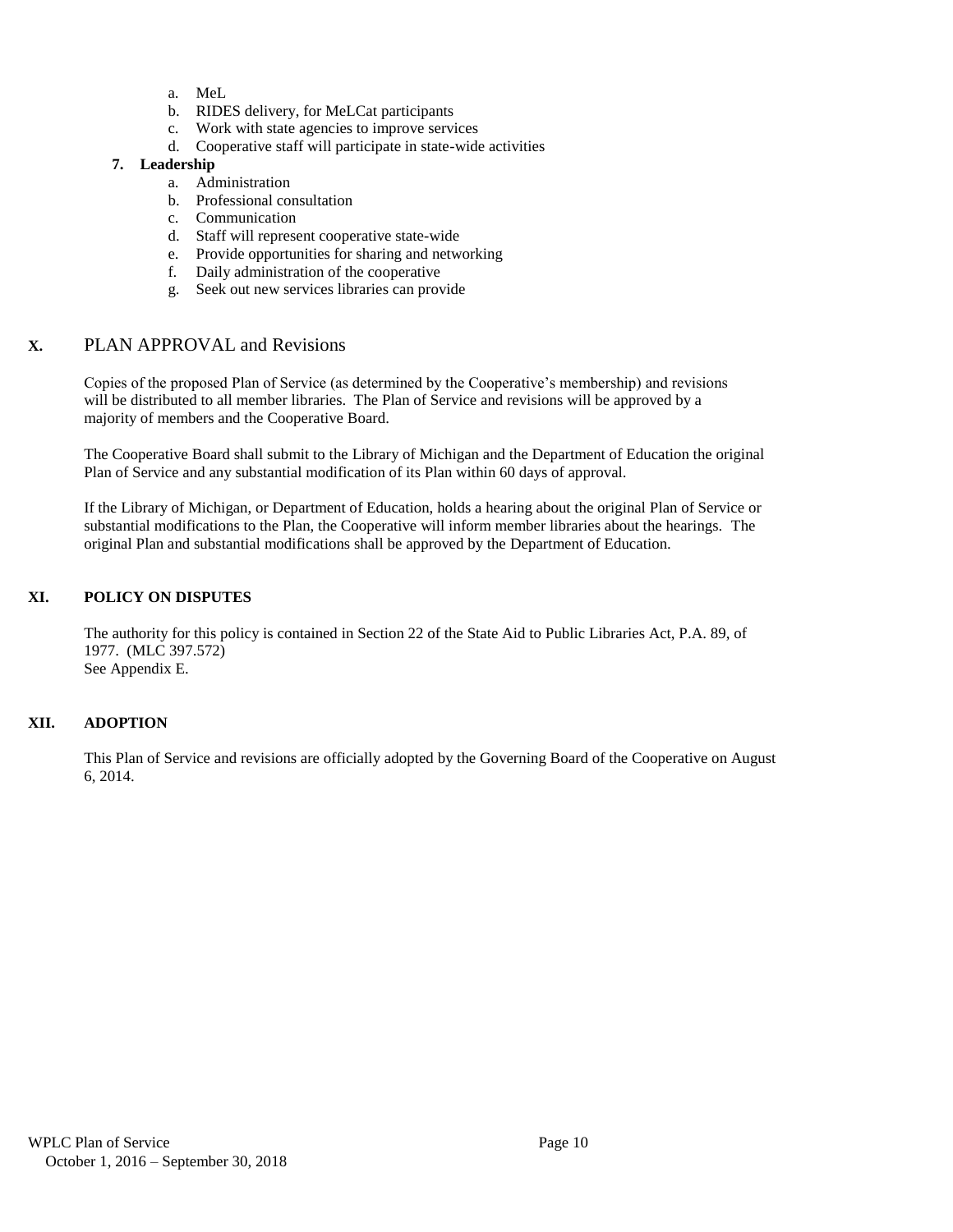a. MeL
b. RIDES delivery, for MeLCat participants
c. Work with state agencies to improve services
d. Cooperative staff will participate in state-wide activities

**7. Leadership**

a. Administration
b. Professional consultation
c. Communication
d. Staff will represent cooperative state-wide
e. Provide opportunities for sharing and networking
f. Daily administration of the cooperative
g. Seek out new services libraries can provide

## X. PLAN APPROVAL and Revisions

Copies of the proposed Plan of Service (as determined by the Cooperative's membership) and revisions will be distributed to all member libraries. The Plan of Service and revisions will be approved by a majority of members and the Cooperative Board.

The Cooperative Board shall submit to the Library of Michigan and the Department of Education the original Plan of Service and any substantial modification of its Plan within 60 days of approval.

If the Library of Michigan, or Department of Education, holds a hearing about the original Plan of Service or substantial modifications to the Plan, the Cooperative will inform member libraries about the hearings. The original Plan and substantial modifications shall be approved by the Department of Education.

## XI. POLICY ON DISPUTES

The authority for this policy is contained in Section 22 of the State Aid to Public Libraries Act, P.A. 89, of 1977. (MLC 397.572)
See Appendix E.

## XII. ADOPTION

This Plan of Service and revisions are officially adopted by the Governing Board of the Cooperative on August 6, 2014.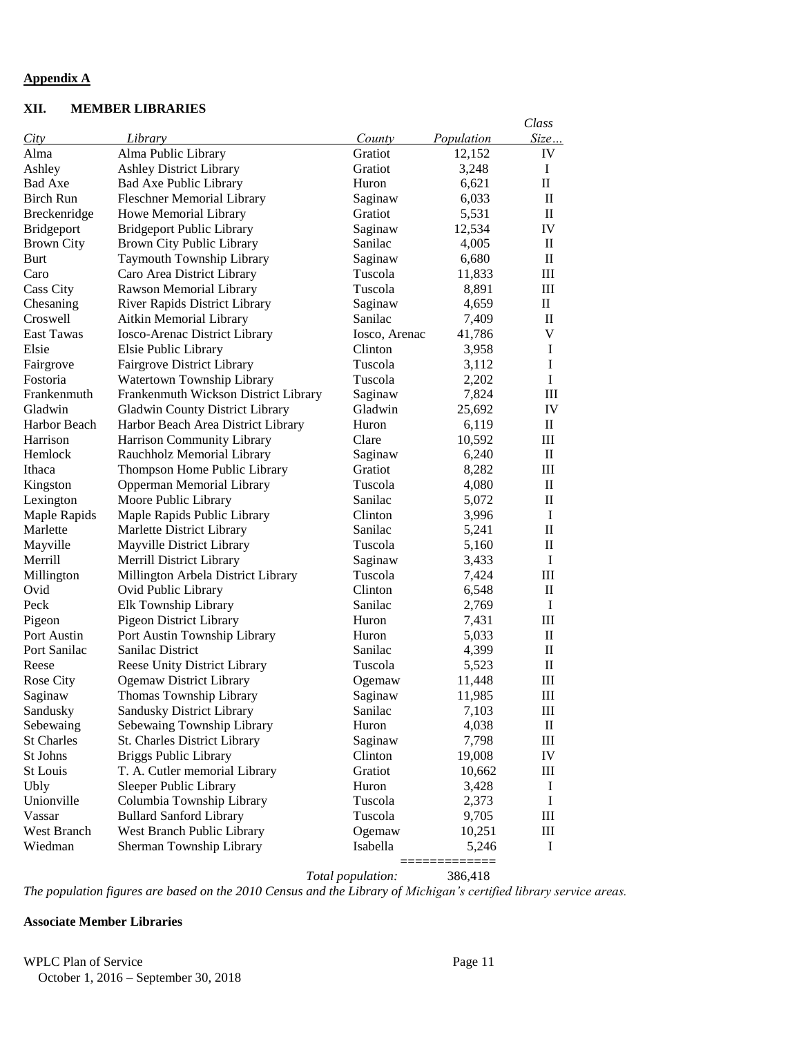**Appendix A**

**XII. MEMBER LIBRARIES**

| *City* | *Library* | *County* | *Population* | *Class Size…* |
|---|---|---|---|---|
| Alma | Alma Public Library | Gratiot | 12,152 | IV |
| Ashley | Ashley District Library | Gratiot | 3,248 | I |
| Bad Axe | Bad Axe Public Library | Huron | 6,621 | II |
| Birch Run | Fleschner Memorial Library | Saginaw | 6,033 | II |
| Breckenridge | Howe Memorial Library | Gratiot | 5,531 | II |
| Bridgeport | Bridgeport Public Library | Saginaw | 12,534 | IV |
| Brown City | Brown City Public Library | Sanilac | 4,005 | II |
| Burt | Taymouth Township Library | Saginaw | 6,680 | II |
| Caro | Caro Area District Library | Tuscola | 11,833 | III |
| Cass City | Rawson Memorial Library | Tuscola | 8,891 | III |
| Chesaning | River Rapids District Library | Saginaw | 4,659 | II |
| Croswell | Aitkin Memorial Library | Sanilac | 7,409 | II |
| East Tawas | Iosco-Arenac District Library | Iosco, Arenac | 41,786 | V |
| Elsie | Elsie Public Library | Clinton | 3,958 | I |
| Fairgrove | Fairgrove District Library | Tuscola | 3,112 | I |
| Fostoria | Watertown Township Library | Tuscola | 2,202 | I |
| Frankenmuth | Frankenmuth Wickson District Library | Saginaw | 7,824 | III |
| Gladwin | Gladwin County District Library | Gladwin | 25,692 | IV |
| Harbor Beach | Harbor Beach Area District Library | Huron | 6,119 | II |
| Harrison | Harrison Community Library | Clare | 10,592 | III |
| Hemlock | Rauchholz Memorial Library | Saginaw | 6,240 | II |
| Ithaca | Thompson Home Public Library | Gratiot | 8,282 | III |
| Kingston | Opperman Memorial Library | Tuscola | 4,080 | II |
| Lexington | Moore Public Library | Sanilac | 5,072 | II |
| Maple Rapids | Maple Rapids Public Library | Clinton | 3,996 | I |
| Marlette | Marlette District Library | Sanilac | 5,241 | II |
| Mayville | Mayville District Library | Tuscola | 5,160 | II |
| Merrill | Merrill District Library | Saginaw | 3,433 | I |
| Millington | Millington Arbela District Library | Tuscola | 7,424 | III |
| Ovid | Ovid Public Library | Clinton | 6,548 | II |
| Peck | Elk Township Library | Sanilac | 2,769 | I |
| Pigeon | Pigeon District Library | Huron | 7,431 | III |
| Port Austin | Port Austin Township Library | Huron | 5,033 | II |
| Port Sanilac | Sanilac District | Sanilac | 4,399 | II |
| Reese | Reese Unity District Library | Tuscola | 5,523 | II |
| Rose City | Ogemaw District Library | Ogemaw | 11,448 | III |
| Saginaw | Thomas Township Library | Saginaw | 11,985 | III |
| Sandusky | Sandusky District Library | Sanilac | 7,103 | III |
| Sebewaing | Sebewaing Township Library | Huron | 4,038 | II |
| St Charles | St. Charles District Library | Saginaw | 7,798 | III |
| St Johns | Briggs Public Library | Clinton | 19,008 | IV |
| St Louis | T. A. Cutler memorial Library | Gratiot | 10,662 | III |
| Ubly | Sleeper Public Library | Huron | 3,428 | I |
| Unionville | Columbia Township Library | Tuscola | 2,373 | I |
| Vassar | Bullard Sanford Library | Tuscola | 9,705 | III |
| West Branch | West Branch Public Library | Ogemaw | 10,251 | III |
| Wiedman | Sherman Township Library | Isabella | 5,246 | I |
| | | *Total population:* | 386,418 | |

*The population figures are based on the 2010 Census and the Library of Michigan's certified library service areas.*

**Associate Member Libraries**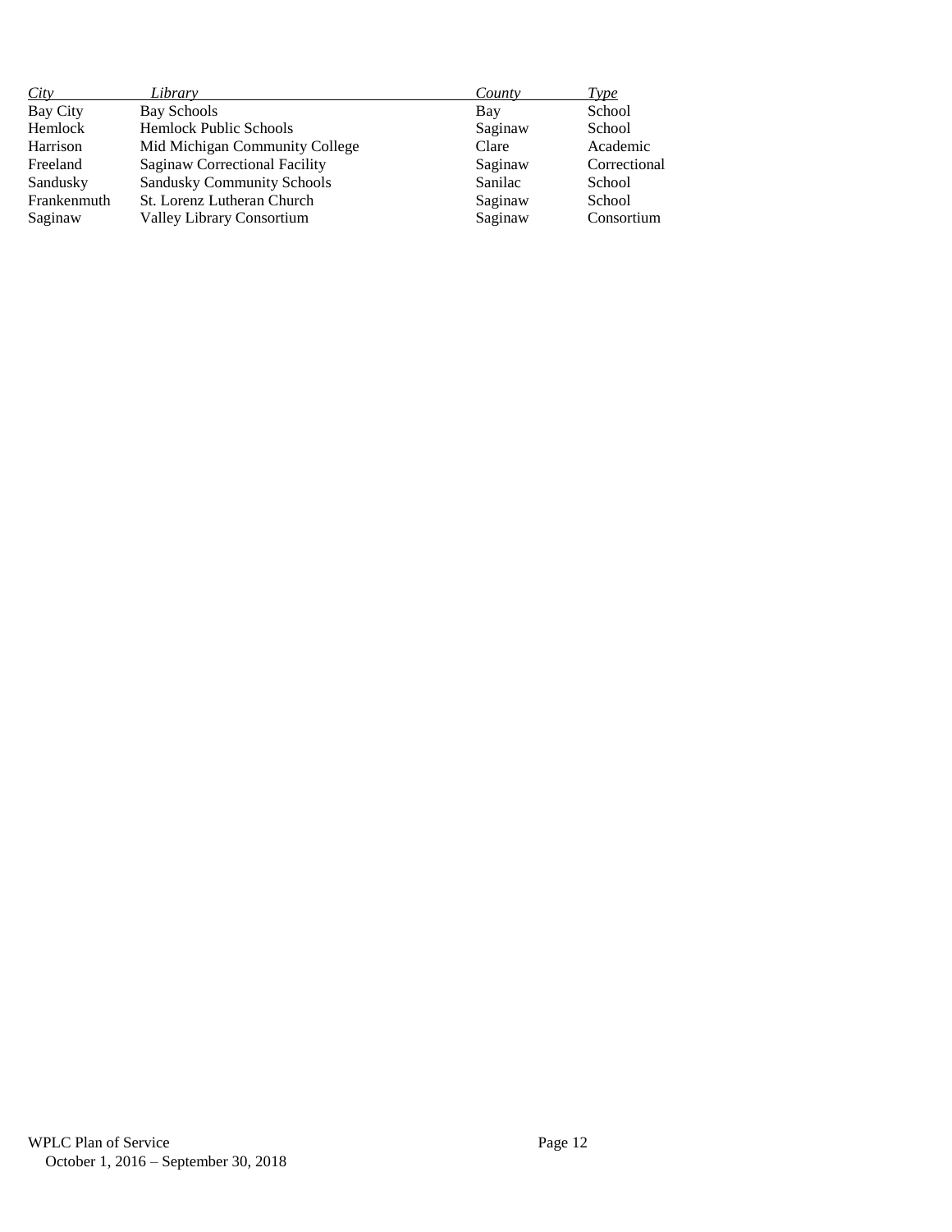| *City* | *Library* | *County* | *Type* |
| --- | --- | --- | --- |
| Bay City | Bay Schools | Bay | School |
| Hemlock | Hemlock Public Schools | Saginaw | School |
| Harrison | Mid Michigan Community College | Clare | Academic |
| Freeland | Saginaw Correctional Facility | Saginaw | Correctional |
| Sandusky | Sandusky Community Schools | Sanilac | School |
| Frankenmuth | St. Lorenz Lutheran Church | Saginaw | School |
| Saginaw | Valley Library Consortium | Saginaw | Consortium |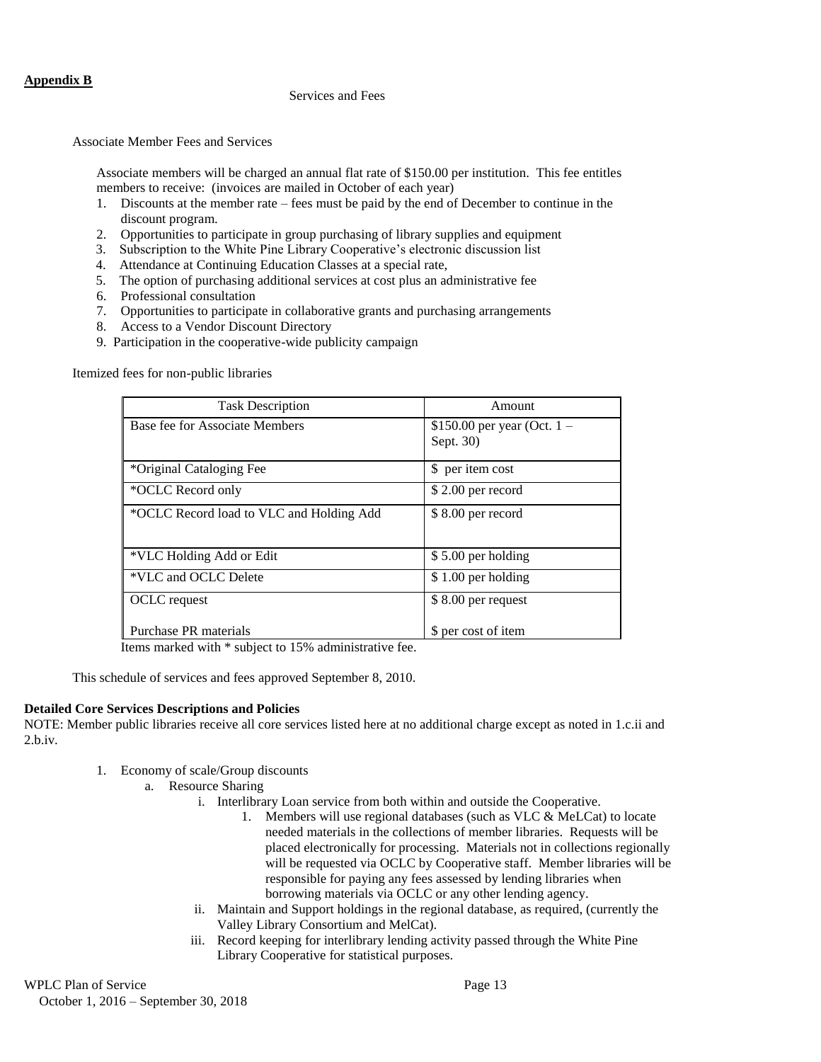**Appendix B**

Services and Fees

Associate Member Fees and Services

Associate members will be charged an annual flat rate of $150.00 per institution. This fee entitles members to receive: (invoices are mailed in October of each year)

1. Discounts at the member rate – fees must be paid by the end of December to continue in the discount program.
2. Opportunities to participate in group purchasing of library supplies and equipment
3. Subscription to the White Pine Library Cooperative's electronic discussion list
4. Attendance at Continuing Education Classes at a special rate,
5. The option of purchasing additional services at cost plus an administrative fee
6. Professional consultation
7. Opportunities to participate in collaborative grants and purchasing arrangements
8. Access to a Vendor Discount Directory
9. Participation in the cooperative-wide publicity campaign

Itemized fees for non-public libraries

| Task Description | Amount |
|---|---|
| Base fee for Associate Members | $150.00 per year (Oct. 1 – Sept. 30) |
| *Original Cataloging Fee | $ per item cost |
| *OCLC Record only | $ 2.00 per record |
| *OCLC Record load to VLC and Holding Add | $ 8.00 per record |
| *VLC Holding Add or Edit | $ 5.00 per holding |
| *VLC and OCLC Delete | $ 1.00 per holding |
| OCLC request | $ 8.00 per request |
| Purchase PR materials | $ per cost of item |

Items marked with * subject to 15% administrative fee.

This schedule of services and fees approved September 8, 2010.

**Detailed Core Services Descriptions and Policies**

NOTE: Member public libraries receive all core services listed here at no additional charge except as noted in 1.c.ii and 2.b.iv.

1. Economy of scale/Group discounts
   a. Resource Sharing
      i. Interlibrary Loan service from both within and outside the Cooperative.
         1. Members will use regional databases (such as VLC & MeLCat) to locate needed materials in the collections of member libraries. Requests will be placed electronically for processing. Materials not in collections regionally will be requested via OCLC by Cooperative staff. Member libraries will be responsible for paying any fees assessed by lending libraries when borrowing materials via OCLC or any other lending agency.
      ii. Maintain and Support holdings in the regional database, as required, (currently the Valley Library Consortium and MelCat).
      iii. Record keeping for interlibrary lending activity passed through the White Pine Library Cooperative for statistical purposes.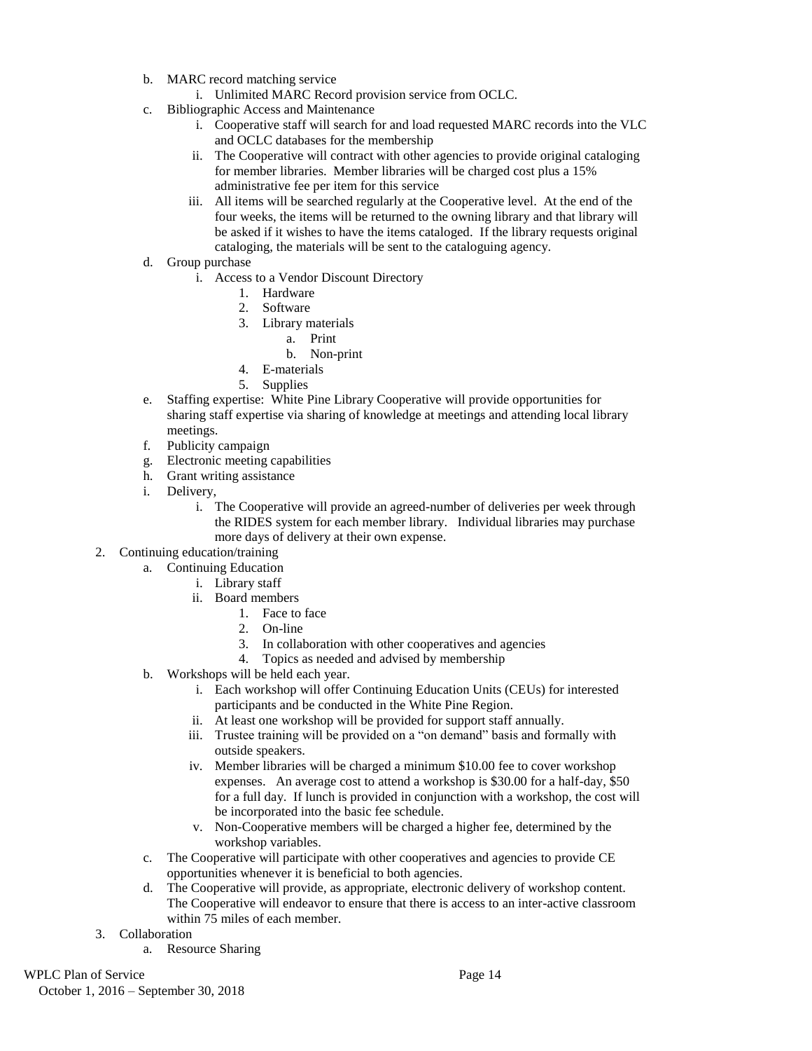b. MARC record matching service
      i. Unlimited MARC Record provision service from OCLC.
   c. Bibliographic Access and Maintenance
      i. Cooperative staff will search for and load requested MARC records into the VLC and OCLC databases for the membership
      ii. The Cooperative will contract with other agencies to provide original cataloging for member libraries. Member libraries will be charged cost plus a 15% administrative fee per item for this service
      iii. All items will be searched regularly at the Cooperative level. At the end of the four weeks, the items will be returned to the owning library and that library will be asked if it wishes to have the items cataloged. If the library requests original cataloging, the materials will be sent to the cataloguing agency.
   d. Group purchase
      i. Access to a Vendor Discount Directory
         1. Hardware
         2. Software
         3. Library materials
            a. Print
            b. Non-print
         4. E-materials
         5. Supplies
   e. Staffing expertise: White Pine Library Cooperative will provide opportunities for sharing staff expertise via sharing of knowledge at meetings and attending local library meetings.
   f. Publicity campaign
   g. Electronic meeting capabilities
   h. Grant writing assistance
   i. Delivery,
      i. The Cooperative will provide an agreed-number of deliveries per week through the RIDES system for each member library. Individual libraries may purchase more days of delivery at their own expense.
2. Continuing education/training
   a. Continuing Education
      i. Library staff
      ii. Board members
         1. Face to face
         2. On-line
         3. In collaboration with other cooperatives and agencies
         4. Topics as needed and advised by membership
   b. Workshops will be held each year.
      i. Each workshop will offer Continuing Education Units (CEUs) for interested participants and be conducted in the White Pine Region.
      ii. At least one workshop will be provided for support staff annually.
      iii. Trustee training will be provided on a "on demand" basis and formally with outside speakers.
      iv. Member libraries will be charged a minimum $10.00 fee to cover workshop expenses. An average cost to attend a workshop is $30.00 for a half-day, $50 for a full day. If lunch is provided in conjunction with a workshop, the cost will be incorporated into the basic fee schedule.
      v. Non-Cooperative members will be charged a higher fee, determined by the workshop variables.
   c. The Cooperative will participate with other cooperatives and agencies to provide CE opportunities whenever it is beneficial to both agencies.
   d. The Cooperative will provide, as appropriate, electronic delivery of workshop content. The Cooperative will endeavor to ensure that there is access to an inter-active classroom within 75 miles of each member.
3. Collaboration
   a. Resource Sharing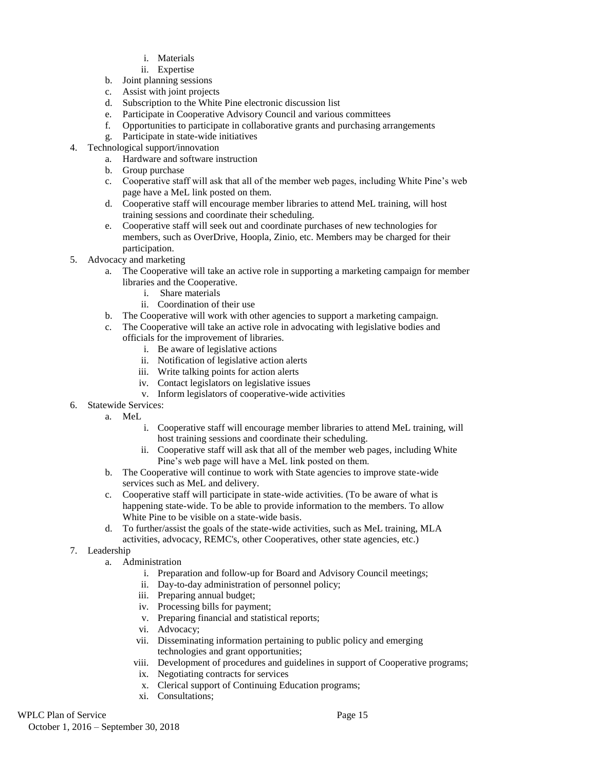i. Materials
        ii. Expertise
    b. Joint planning sessions
    c. Assist with joint projects
    d. Subscription to the White Pine electronic discussion list
    e. Participate in Cooperative Advisory Council and various committees
    f. Opportunities to participate in collaborative grants and purchasing arrangements
    g. Participate in state-wide initiatives

4. Technological support/innovation
    a. Hardware and software instruction
    b. Group purchase
    c. Cooperative staff will ask that all of the member web pages, including White Pine's web page have a MeL link posted on them.
    d. Cooperative staff will encourage member libraries to attend MeL training, will host training sessions and coordinate their scheduling.
    e. Cooperative staff will seek out and coordinate purchases of new technologies for members, such as OverDrive, Hoopla, Zinio, etc. Members may be charged for their participation.
5. Advocacy and marketing
    a. The Cooperative will take an active role in supporting a marketing campaign for member libraries and the Cooperative.
        i. Share materials
        ii. Coordination of their use
    b. The Cooperative will work with other agencies to support a marketing campaign.
    c. The Cooperative will take an active role in advocating with legislative bodies and officials for the improvement of libraries.
        i. Be aware of legislative actions
        ii. Notification of legislative action alerts
        iii. Write talking points for action alerts
        iv. Contact legislators on legislative issues
        v. Inform legislators of cooperative-wide activities
6. Statewide Services:
    a. MeL
        i. Cooperative staff will encourage member libraries to attend MeL training, will host training sessions and coordinate their scheduling.
        ii. Cooperative staff will ask that all of the member web pages, including White Pine's web page will have a MeL link posted on them.
    b. The Cooperative will continue to work with State agencies to improve state-wide services such as MeL and delivery.
    c. Cooperative staff will participate in state-wide activities. (To be aware of what is happening state-wide. To be able to provide information to the members. To allow White Pine to be visible on a state-wide basis.
    d. To further/assist the goals of the state-wide activities, such as MeL training, MLA activities, advocacy, REMC's, other Cooperatives, other state agencies, etc.)
7. Leadership
    a. Administration
        i. Preparation and follow-up for Board and Advisory Council meetings;
        ii. Day-to-day administration of personnel policy;
        iii. Preparing annual budget;
        iv. Processing bills for payment;
        v. Preparing financial and statistical reports;
        vi. Advocacy;
        vii. Disseminating information pertaining to public policy and emerging technologies and grant opportunities;
        viii. Development of procedures and guidelines in support of Cooperative programs;
        ix. Negotiating contracts for services
        x. Clerical support of Continuing Education programs;
        xi. Consultations;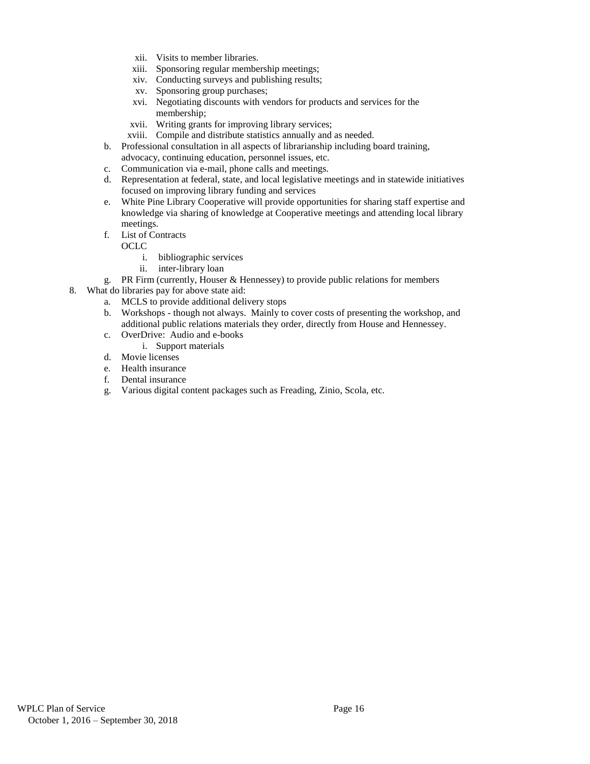- xii. Visits to member libraries.
   - xiii. Sponsoring regular membership meetings;
   - xiv. Conducting surveys and publishing results;
   - xv. Sponsoring group purchases;
   - xvi. Negotiating discounts with vendors for products and services for the membership;
   - xvii. Writing grants for improving library services;
   - xviii. Compile and distribute statistics annually and as needed.

   b. Professional consultation in all aspects of librarianship including board training, advocacy, continuing education, personnel issues, etc.

   c. Communication via e-mail, phone calls and meetings.

   d. Representation at federal, state, and local legislative meetings and in statewide initiatives focused on improving library funding and services

   e. White Pine Library Cooperative will provide opportunities for sharing staff expertise and knowledge via sharing of knowledge at Cooperative meetings and attending local library meetings.

   f. List of Contracts
      OCLC
      - i. bibliographic services
      - ii. inter-library loan

   g. PR Firm (currently, Houser & Hennessey) to provide public relations for members

8. What do libraries pay for above state aid:
   a. MCLS to provide additional delivery stops
   b. Workshops - though not always. Mainly to cover costs of presenting the workshop, and additional public relations materials they order, directly from House and Hennessey.
   c. OverDrive: Audio and e-books
      - i. Support materials
   d. Movie licenses
   e. Health insurance
   f. Dental insurance
   g. Various digital content packages such as Freading, Zinio, Scola, etc.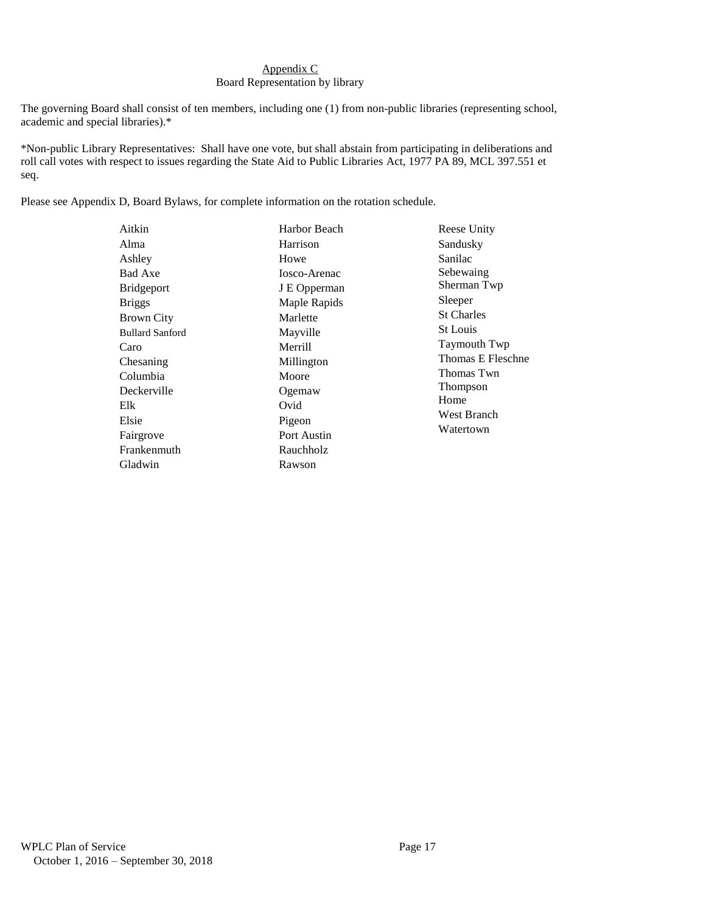Appendix C

Board Representation by library

The governing Board shall consist of ten members, including one (1) from non-public libraries (representing school, academic and special libraries).*

*Non-public Library Representatives: Shall have one vote, but shall abstain from participating in deliberations and roll call votes with respect to issues regarding the State Aid to Public Libraries Act, 1977 PA 89, MCL 397.551 et seq.

Please see Appendix D, Board Bylaws, for complete information on the rotation schedule.

Aitkin
Alma
Ashley
Bad Axe
Bridgeport
Briggs
Brown City
Bullard Sanford
Caro
Chesaning
Columbia
Deckerville
Elk
Elsie
Fairgrove
Frankenmuth
Gladwin
Harbor Beach
Harrison
Howe
Iosco-Arenac
J E Opperman
Maple Rapids
Marlette
Mayville
Merrill
Millington
Moore
Ogemaw
Ovid
Pigeon
Port Austin
Rauchholz
Rawson
Reese Unity
Sandusky
Sanilac
Sebewaing
Sherman Twp
Sleeper
St Charles
St Louis
Taymouth Twp
Thomas E Fleschne
Thomas Twn
Thompson
Home
West Branch
Watertown